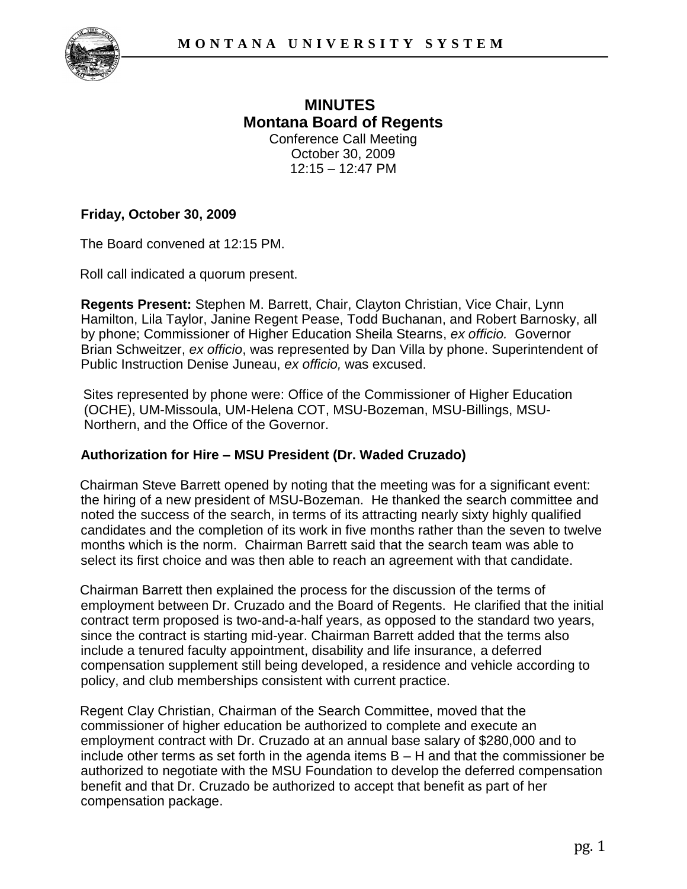# MINUTES
# Montana Board of Regents

Conference Call Meeting
October 30, 2009
12:15 – 12:47 PM

**Friday, October 30, 2009**

The Board convened at 12:15 PM.

Roll call indicated a quorum present.

**Regents Present:** Stephen M. Barrett, Chair, Clayton Christian, Vice Chair, Lynn Hamilton, Lila Taylor, Janine Regent Pease, Todd Buchanan, and Robert Barnosky, all by phone; Commissioner of Higher Education Sheila Stearns, *ex officio.* Governor Brian Schweitzer, *ex officio*, was represented by Dan Villa by phone. Superintendent of Public Instruction Denise Juneau, *ex officio,* was excused.

Sites represented by phone were: Office of the Commissioner of Higher Education (OCHE), UM-Missoula, UM-Helena COT, MSU-Bozeman, MSU-Billings, MSU-Northern, and the Office of the Governor.

**Authorization for Hire – MSU President (Dr. Waded Cruzado)**

Chairman Steve Barrett opened by noting that the meeting was for a significant event: the hiring of a new president of MSU-Bozeman. He thanked the search committee and noted the success of the search, in terms of its attracting nearly sixty highly qualified candidates and the completion of its work in five months rather than the seven to twelve months which is the norm. Chairman Barrett said that the search team was able to select its first choice and was then able to reach an agreement with that candidate.

Chairman Barrett then explained the process for the discussion of the terms of employment between Dr. Cruzado and the Board of Regents. He clarified that the initial contract term proposed is two-and-a-half years, as opposed to the standard two years, since the contract is starting mid-year. Chairman Barrett added that the terms also include a tenured faculty appointment, disability and life insurance, a deferred compensation supplement still being developed, a residence and vehicle according to policy, and club memberships consistent with current practice.

Regent Clay Christian, Chairman of the Search Committee, moved that the commissioner of higher education be authorized to complete and execute an employment contract with Dr. Cruzado at an annual base salary of $280,000 and to include other terms as set forth in the agenda items B – H and that the commissioner be authorized to negotiate with the MSU Foundation to develop the deferred compensation benefit and that Dr. Cruzado be authorized to accept that benefit as part of her compensation package.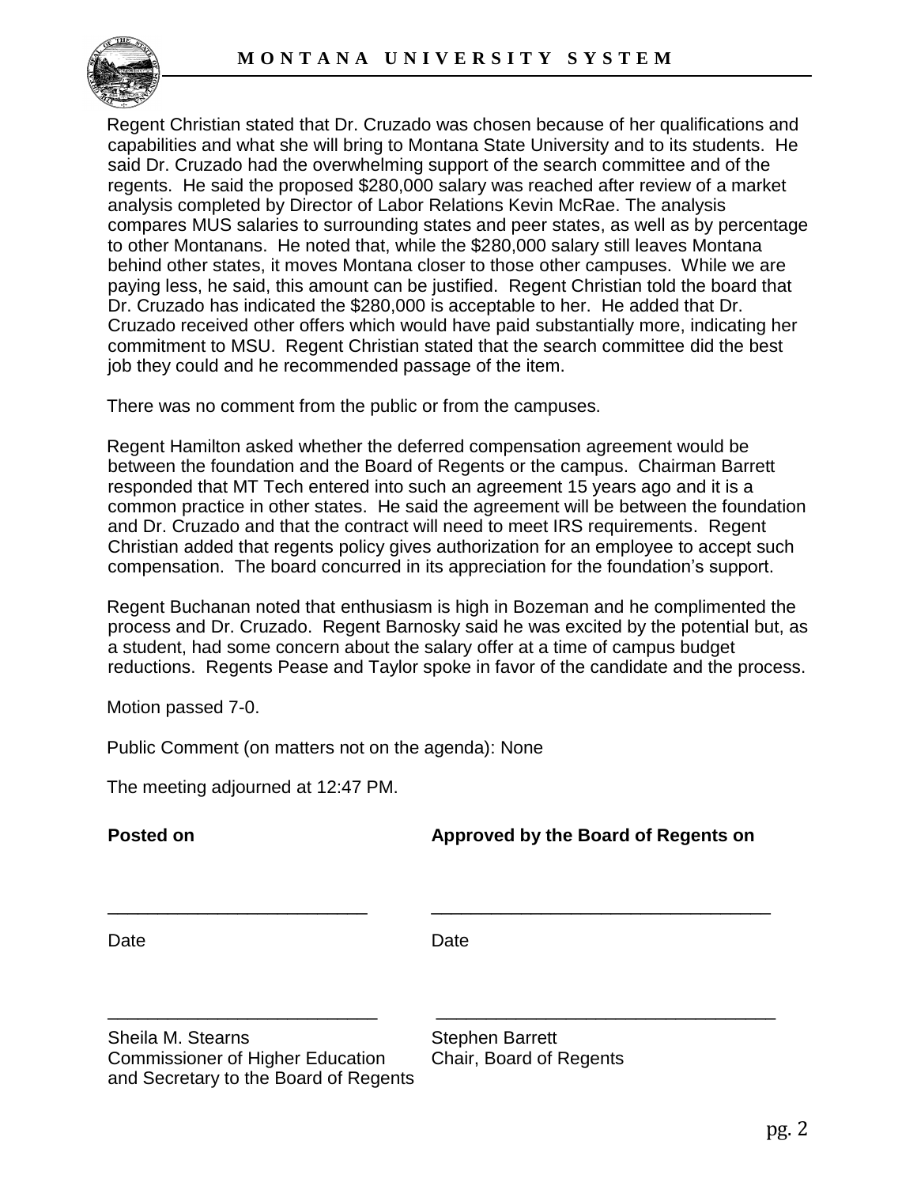Regent Christian stated that Dr. Cruzado was chosen because of her qualifications and capabilities and what she will bring to Montana State University and to its students. He said Dr. Cruzado had the overwhelming support of the search committee and of the regents. He said the proposed $280,000 salary was reached after review of a market analysis completed by Director of Labor Relations Kevin McRae. The analysis compares MUS salaries to surrounding states and peer states, as well as by percentage to other Montanans. He noted that, while the $280,000 salary still leaves Montana behind other states, it moves Montana closer to those other campuses. While we are paying less, he said, this amount can be justified. Regent Christian told the board that Dr. Cruzado has indicated the $280,000 is acceptable to her. He added that Dr. Cruzado received other offers which would have paid substantially more, indicating her commitment to MSU. Regent Christian stated that the search committee did the best job they could and he recommended passage of the item.

There was no comment from the public or from the campuses.

Regent Hamilton asked whether the deferred compensation agreement would be between the foundation and the Board of Regents or the campus. Chairman Barrett responded that MT Tech entered into such an agreement 15 years ago and it is a common practice in other states. He said the agreement will be between the foundation and Dr. Cruzado and that the contract will need to meet IRS requirements. Regent Christian added that regents policy gives authorization for an employee to accept such compensation. The board concurred in its appreciation for the foundation's support.

Regent Buchanan noted that enthusiasm is high in Bozeman and he complimented the process and Dr. Cruzado. Regent Barnosky said he was excited by the potential but, as a student, had some concern about the salary offer at a time of campus budget reductions. Regents Pease and Taylor spoke in favor of the candidate and the process.

Motion passed 7-0.

Public Comment (on matters not on the agenda): None

The meeting adjourned at 12:47 PM.

| **Posted on** | **Approved by the Board of Regents on** |
|---|---|
| ___________________________ | ___________________________ |
| Date | Date |
| ___________________________ | ___________________________ |
| Sheila M. Stearns<br>Commissioner of Higher Education<br>and Secretary to the Board of Regents | Stephen Barrett<br>Chair, Board of Regents |